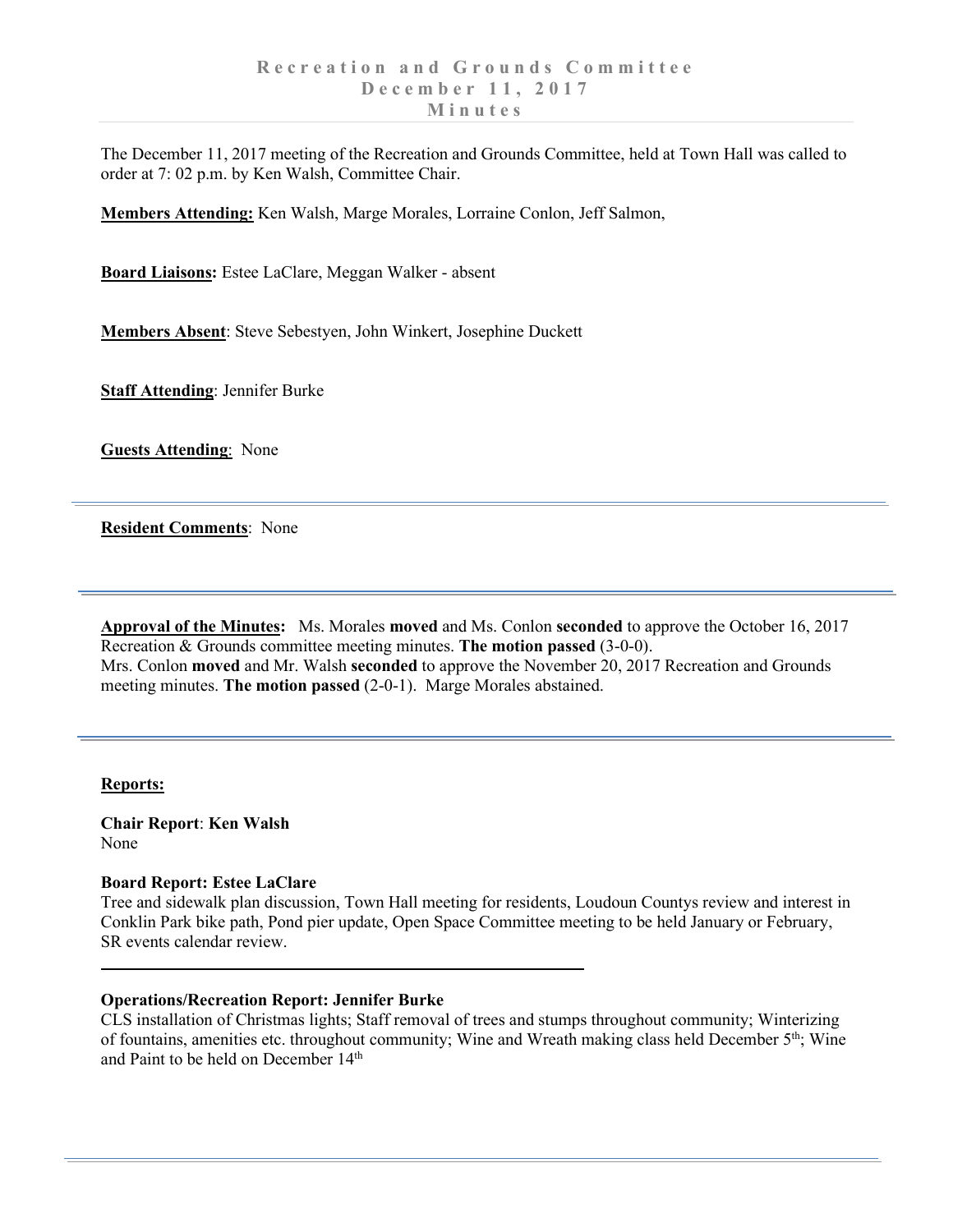# Recreation and Grounds Committee
# December 11, 2017
# Minutes

The December 11, 2017 meeting of the Recreation and Grounds Committee, held at Town Hall was called to order at 7: 02 p.m. by Ken Walsh, Committee Chair.

**Members Attending:** Ken Walsh, Marge Morales, Lorraine Conlon, Jeff Salmon,

**Board Liaisons:** Estee LaClare, Meggan Walker - absent

**Members Absent**: Steve Sebestyen, John Winkert, Josephine Duckett

**Staff Attending**: Jennifer Burke

**Guests Attending**: None

---

**Resident Comments**: None

---

**Approval of the Minutes:** Ms. Morales **moved** and Ms. Conlon **seconded** to approve the October 16, 2017 Recreation & Grounds committee meeting minutes. **The motion passed** (3-0-0).
Mrs. Conlon **moved** and Mr. Walsh **seconded** to approve the November 20, 2017 Recreation and Grounds meeting minutes. **The motion passed** (2-0-1). Marge Morales abstained.

---

**Reports:**

**Chair Report**: **Ken Walsh**
None

**Board Report: Estee LaClare**
Tree and sidewalk plan discussion, Town Hall meeting for residents, Loudoun Countys review and interest in Conklin Park bike path, Pond pier update, Open Space Committee meeting to be held January or February, SR events calendar review.

---

**Operations/Recreation Report: Jennifer Burke**
CLS installation of Christmas lights; Staff removal of trees and stumps throughout community; Winterizing of fountains, amenities etc. throughout community; Wine and Wreath making class held December 5th; Wine and Paint to be held on December 14th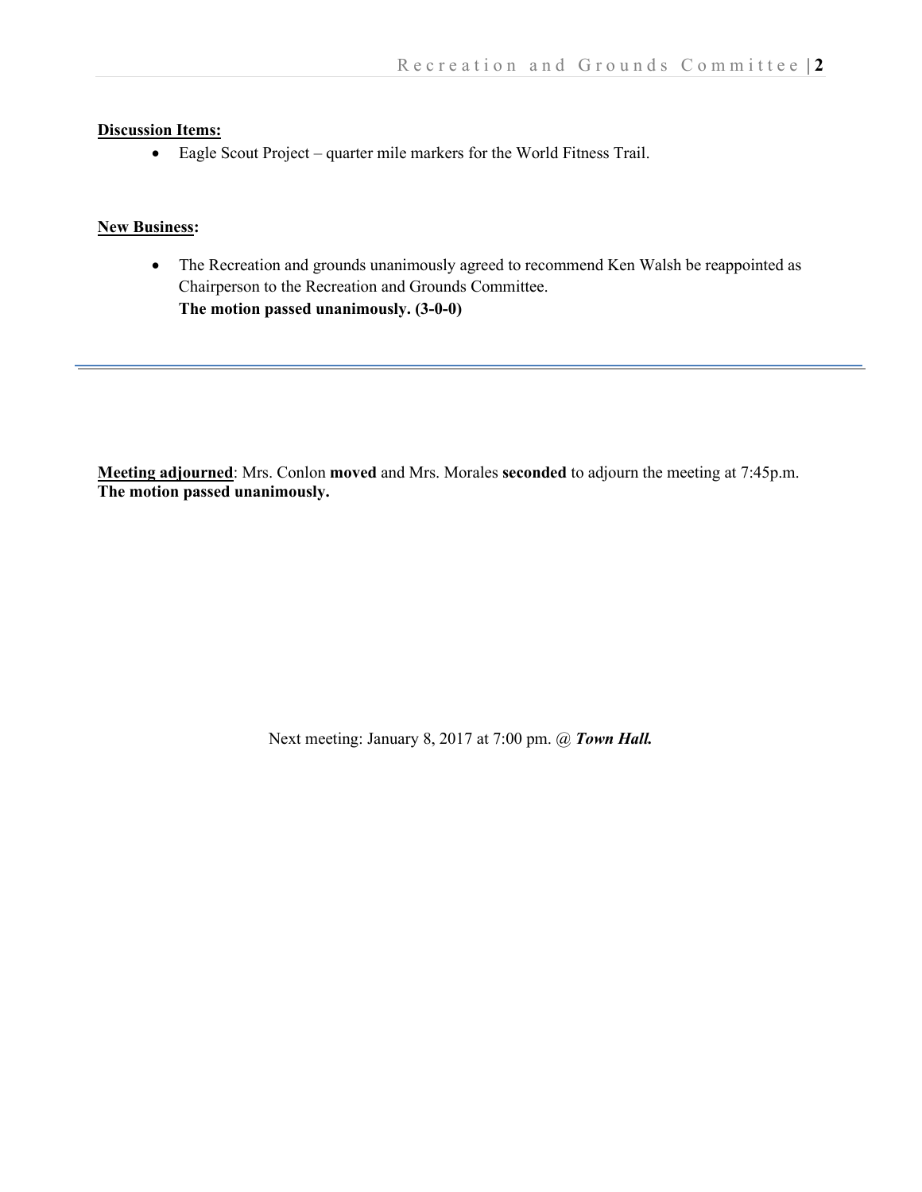**<u>Discussion Items:</u>**

- Eagle Scout Project – quarter mile markers for the World Fitness Trail.

**<u>New Business</u>:**

- The Recreation and grounds unanimously agreed to recommend Ken Walsh be reappointed as Chairperson to the Recreation and Grounds Committee.
  **The motion passed unanimously. (3-0-0)**

---

**<u>Meeting adjourned</u>**: Mrs. Conlon **moved** and Mrs. Morales **seconded** to adjourn the meeting at 7:45p.m. **The motion passed unanimously.**

Next meeting: January 8, 2017 at 7:00 pm. @ ***Town Hall.***